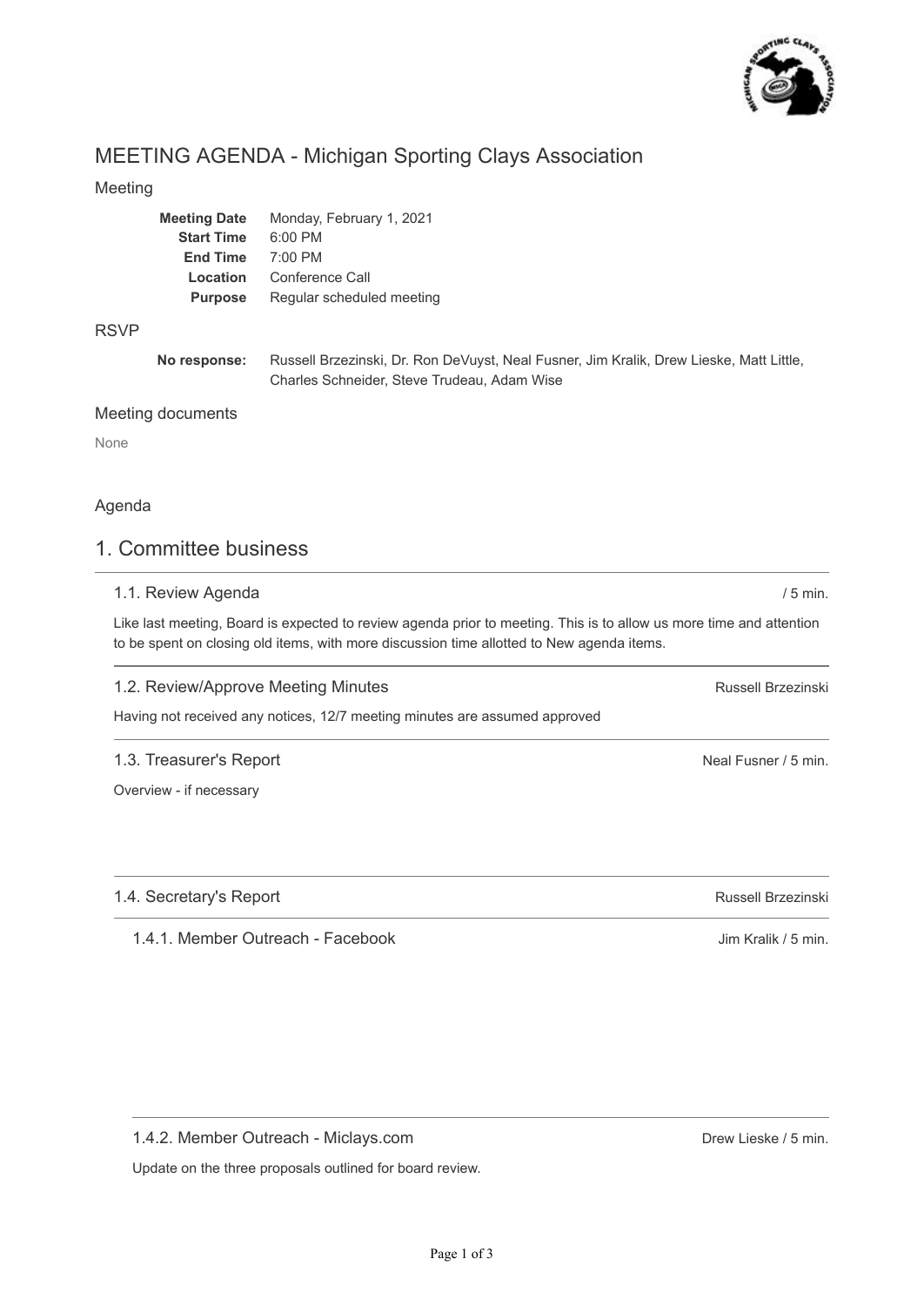# MEETING AGENDA - Michigan Sporting Clays Association

## Meeting

| | |
|---|---|
| **Meeting Date** | Monday, February 1, 2021 |
| **Start Time** | 6:00 PM |
| **End Time** | 7:00 PM |
| **Location** | Conference Call |
| **Purpose** | Regular scheduled meeting |

## RSVP

**No response:** Russell Brzezinski, Dr. Ron DeVuyst, Neal Fusner, Jim Kralik, Drew Lieske, Matt Little, Charles Schneider, Steve Trudeau, Adam Wise

## Meeting documents

None

## Agenda

# 1. Committee business

### 1.1. Review Agenda

/ 5 min.

Like last meeting, Board is expected to review agenda prior to meeting. This is to allow us more time and attention to be spent on closing old items, with more discussion time allotted to New agenda items.

### 1.2. Review/Approve Meeting Minutes

Russell Brzezinski

Having not received any notices, 12/7 meeting minutes are assumed approved

### 1.3. Treasurer's Report

Neal Fusner / 5 min.

Overview - if necessary

### 1.4. Secretary's Report

Russell Brzezinski

#### 1.4.1. Member Outreach - Facebook

Jim Kralik / 5 min.

#### 1.4.2. Member Outreach - Miclays.com

Drew Lieske / 5 min.

Update on the three proposals outlined for board review.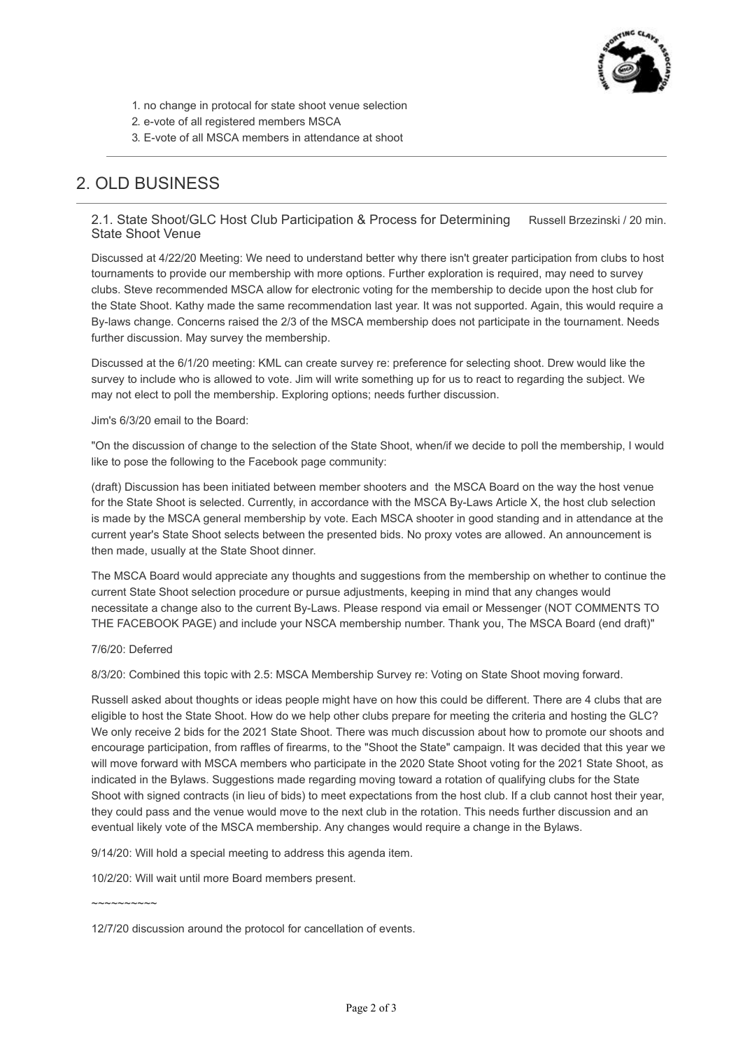1. no change in protocal for state shoot venue selection
2. e-vote of all registered members MSCA
3. E-vote of all MSCA members in attendance at shoot

---

## 2. OLD BUSINESS

### 2.1. State Shoot/GLC Host Club Participation & Process for Determining State Shoot Venue

Russell Brzezinski / 20 min.

Discussed at 4/22/20 Meeting: We need to understand better why there isn't greater participation from clubs to host tournaments to provide our membership with more options. Further exploration is required, may need to survey clubs. Steve recommended MSCA allow for electronic voting for the membership to decide upon the host club for the State Shoot. Kathy made the same recommendation last year. It was not supported. Again, this would require a By-laws change. Concerns raised the 2/3 of the MSCA membership does not participate in the tournament. Needs further discussion. May survey the membership.

Discussed at the 6/1/20 meeting: KML can create survey re: preference for selecting shoot. Drew would like the survey to include who is allowed to vote. Jim will write something up for us to react to regarding the subject. We may not elect to poll the membership. Exploring options; needs further discussion.

Jim's 6/3/20 email to the Board:

"On the discussion of change to the selection of the State Shoot, when/if we decide to poll the membership, I would like to pose the following to the Facebook page community:

(draft) Discussion has been initiated between member shooters and the MSCA Board on the way the host venue for the State Shoot is selected. Currently, in accordance with the MSCA By-Laws Article X, the host club selection is made by the MSCA general membership by vote. Each MSCA shooter in good standing and in attendance at the current year's State Shoot selects between the presented bids. No proxy votes are allowed. An announcement is then made, usually at the State Shoot dinner.

The MSCA Board would appreciate any thoughts and suggestions from the membership on whether to continue the current State Shoot selection procedure or pursue adjustments, keeping in mind that any changes would necessitate a change also to the current By-Laws. Please respond via email or Messenger (NOT COMMENTS TO THE FACEBOOK PAGE) and include your NSCA membership number. Thank you, The MSCA Board (end draft)"

7/6/20: Deferred

8/3/20: Combined this topic with 2.5: MSCA Membership Survey re: Voting on State Shoot moving forward.

Russell asked about thoughts or ideas people might have on how this could be different. There are 4 clubs that are eligible to host the State Shoot. How do we help other clubs prepare for meeting the criteria and hosting the GLC? We only receive 2 bids for the 2021 State Shoot. There was much discussion about how to promote our shoots and encourage participation, from raffles of firearms, to the "Shoot the State" campaign. It was decided that this year we will move forward with MSCA members who participate in the 2020 State Shoot voting for the 2021 State Shoot, as indicated in the Bylaws. Suggestions made regarding moving toward a rotation of qualifying clubs for the State Shoot with signed contracts (in lieu of bids) to meet expectations from the host club. If a club cannot host their year, they could pass and the venue would move to the next club in the rotation. This needs further discussion and an eventual likely vote of the MSCA membership. Any changes would require a change in the Bylaws.

9/14/20: Will hold a special meeting to address this agenda item.

10/2/20: Will wait until more Board members present.

~~~~~~~~~~

12/7/20 discussion around the protocol for cancellation of events.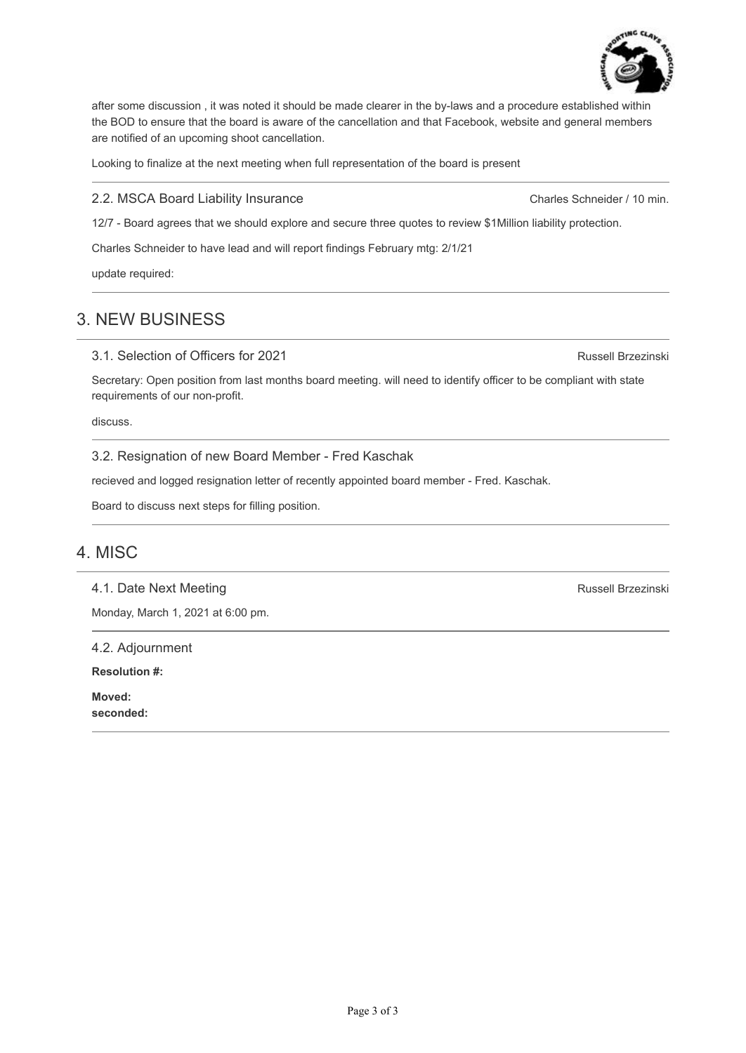after some discussion , it was noted it should be made clearer in the by-laws and a procedure established within the BOD to ensure that the board is aware of the cancellation and that Facebook, website and general members are notified of an upcoming shoot cancellation.

Looking to finalize at the next meeting when full representation of the board is present

### 2.2. MSCA Board Liability Insurance

Charles Schneider / 10 min.

12/7 - Board agrees that we should explore and secure three quotes to review $1Million liability protection.

Charles Schneider to have lead and will report findings February mtg: 2/1/21

update required:

## 3. NEW BUSINESS

### 3.1. Selection of Officers for 2021

Russell Brzezinski

Secretary: Open position from last months board meeting. will need to identify officer to be compliant with state requirements of our non-profit.

discuss.

### 3.2. Resignation of new Board Member - Fred Kaschak

recieved and logged resignation letter of recently appointed board member - Fred. Kaschak.

Board to discuss next steps for filling position.

## 4. MISC

### 4.1. Date Next Meeting

Russell Brzezinski

Monday, March 1, 2021 at 6:00 pm.

### 4.2. Adjournment

**Resolution #:**

**Moved:**
**seconded:**